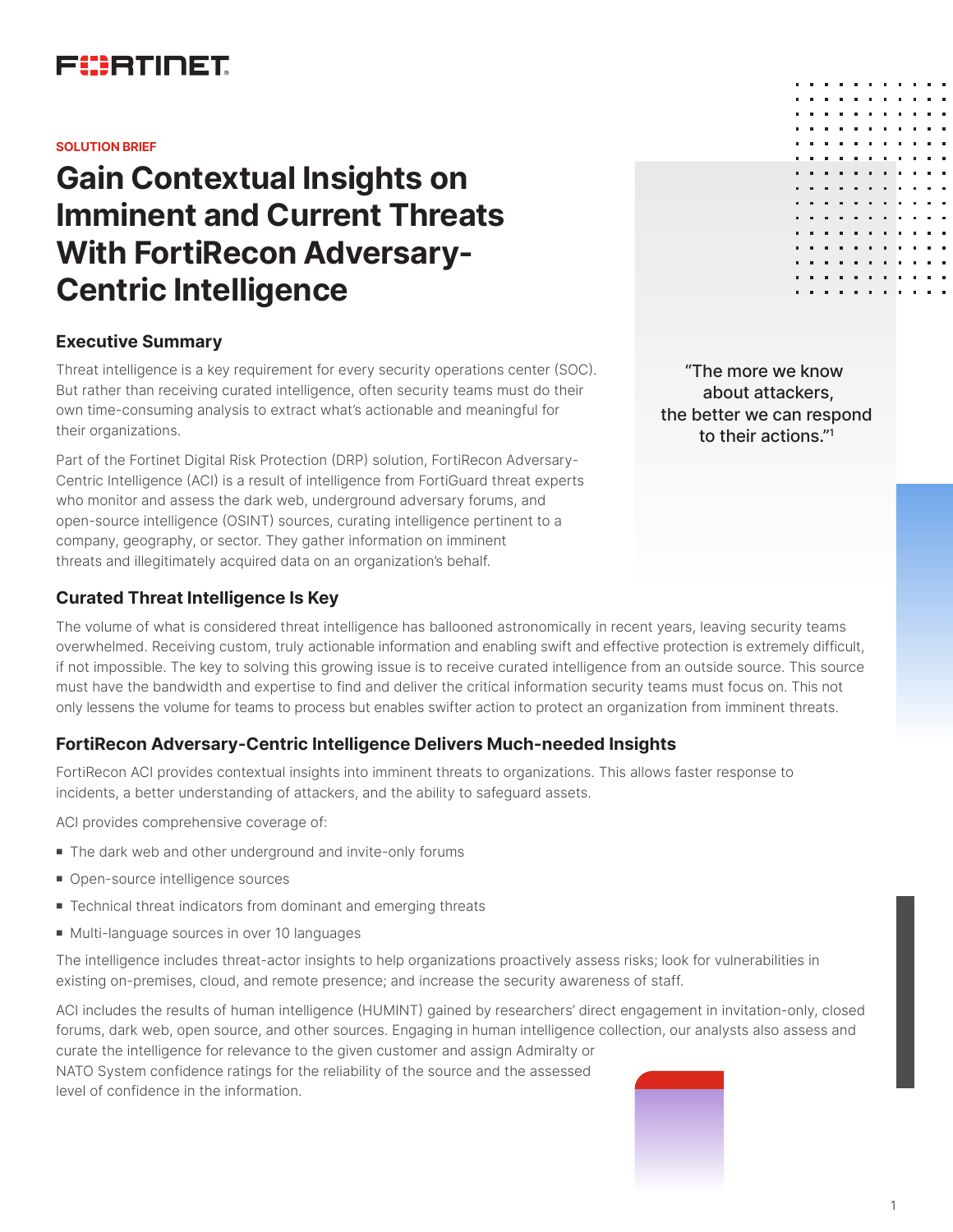SOLUTION BRIEF

# Gain Contextual Insights on Imminent and Current Threats With FortiRecon Adversary-Centric Intelligence

## Executive Summary

Threat intelligence is a key requirement for every security operations center (SOC). But rather than receiving curated intelligence, often security teams must do their own time-consuming analysis to extract what's actionable and meaningful for their organizations.

Part of the Fortinet Digital Risk Protection (DRP) solution, FortiRecon Adversary-Centric Intelligence (ACI) is a result of intelligence from FortiGuard threat experts who monitor and assess the dark web, underground adversary forums, and open-source intelligence (OSINT) sources, curating intelligence pertinent to a company, geography, or sector. They gather information on imminent threats and illegitimately acquired data on an organization's behalf.

"The more we know about attackers, the better we can respond to their actions."[1]

## Curated Threat Intelligence Is Key

The volume of what is considered threat intelligence has ballooned astronomically in recent years, leaving security teams overwhelmed. Receiving custom, truly actionable information and enabling swift and effective protection is extremely difficult, if not impossible. The key to solving this growing issue is to receive curated intelligence from an outside source. This source must have the bandwidth and expertise to find and deliver the critical information security teams must focus on. This not only lessens the volume for teams to process but enables swifter action to protect an organization from imminent threats.

## FortiRecon Adversary-Centric Intelligence Delivers Much-needed Insights

FortiRecon ACI provides contextual insights into imminent threats to organizations. This allows faster response to incidents, a better understanding of attackers, and the ability to safeguard assets.

ACI provides comprehensive coverage of:

- The dark web and other underground and invite-only forums
- Open-source intelligence sources
- Technical threat indicators from dominant and emerging threats
- Multi-language sources in over 10 languages

The intelligence includes threat-actor insights to help organizations proactively assess risks; look for vulnerabilities in existing on-premises, cloud, and remote presence; and increase the security awareness of staff.

ACI includes the results of human intelligence (HUMINT) gained by researchers' direct engagement in invitation-only, closed forums, dark web, open source, and other sources. Engaging in human intelligence collection, our analysts also assess and curate the intelligence for relevance to the given customer and assign Admiralty or NATO System confidence ratings for the reliability of the source and the assessed level of confidence in the information.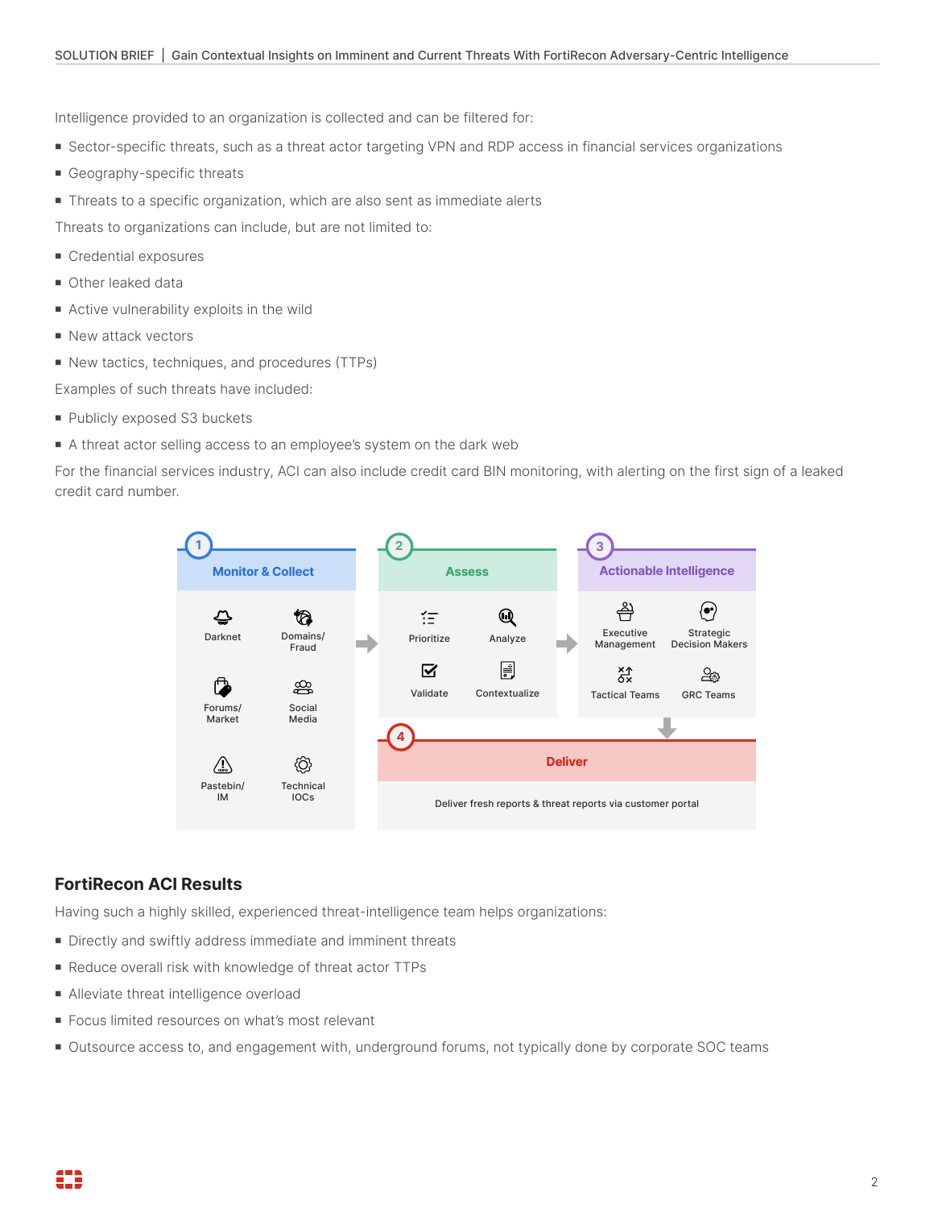Intelligence provided to an organization is collected and can be filtered for:

- Sector-specific threats, such as a threat actor targeting VPN and RDP access in financial services organizations
- Geography-specific threats
- Threats to a specific organization, which are also sent as immediate alerts

Threats to organizations can include, but are not limited to:

- Credential exposures
- Other leaked data
- Active vulnerability exploits in the wild
- New attack vectors
- New tactics, techniques, and procedures (TTPs)

Examples of such threats have included:

- Publicly exposed S3 buckets
- A threat actor selling access to an employee's system on the dark web

For the financial services industry, ACI can also include credit card BIN monitoring, with alerting on the first sign of a leaked credit card number.

**1 Monitor & Collect**: Darknet, Domains/Fraud, Forums/Market, Social Media, Pastebin/IM, Technical IOCs

**2 Assess**: Prioritize, Analyze, Validate, Contextualize

**3 Actionable Intelligence**: Executive Management, Strategic Decision Makers, Tactical Teams, GRC Teams

**4 Deliver**: Deliver fresh reports & threat reports via customer portal

## FortiRecon ACI Results

Having such a highly skilled, experienced threat-intelligence team helps organizations:

- Directly and swiftly address immediate and imminent threats
- Reduce overall risk with knowledge of threat actor TTPs
- Alleviate threat intelligence overload
- Focus limited resources on what's most relevant
- Outsource access to, and engagement with, underground forums, not typically done by corporate SOC teams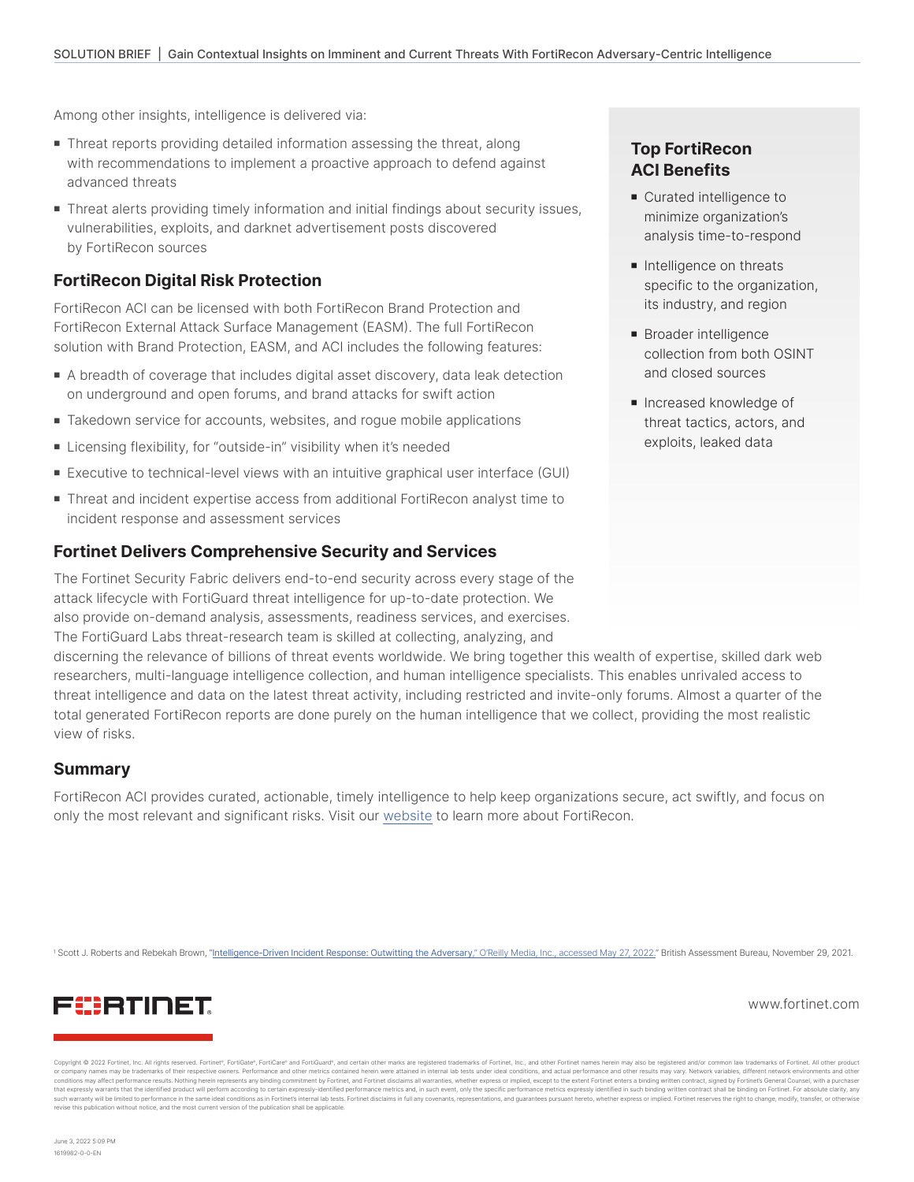Among other insights, intelligence is delivered via:

- Threat reports providing detailed information assessing the threat, along with recommendations to implement a proactive approach to defend against advanced threats
- Threat alerts providing timely information and initial findings about security issues, vulnerabilities, exploits, and darknet advertisement posts discovered by FortiRecon sources

## FortiRecon Digital Risk Protection

FortiRecon ACI can be licensed with both FortiRecon Brand Protection and FortiRecon External Attack Surface Management (EASM). The full FortiRecon solution with Brand Protection, EASM, and ACI includes the following features:

- A breadth of coverage that includes digital asset discovery, data leak detection on underground and open forums, and brand attacks for swift action
- Takedown service for accounts, websites, and rogue mobile applications
- Licensing flexibility, for "outside-in" visibility when it's needed
- Executive to technical-level views with an intuitive graphical user interface (GUI)
- Threat and incident expertise access from additional FortiRecon analyst time to incident response and assessment services

### Top FortiRecon ACI Benefits

- Curated intelligence to minimize organization's analysis time-to-respond
- Intelligence on threats specific to the organization, its industry, and region
- Broader intelligence collection from both OSINT and closed sources
- Increased knowledge of threat tactics, actors, and exploits, leaked data

## Fortinet Delivers Comprehensive Security and Services

The Fortinet Security Fabric delivers end-to-end security across every stage of the attack lifecycle with FortiGuard threat intelligence for up-to-date protection. We also provide on-demand analysis, assessments, readiness services, and exercises. The FortiGuard Labs threat-research team is skilled at collecting, analyzing, and discerning the relevance of billions of threat events worldwide. We bring together this wealth of expertise, skilled dark web researchers, multi-language intelligence collection, and human intelligence specialists. This enables unrivaled access to threat intelligence and data on the latest threat activity, including restricted and invite-only forums. Almost a quarter of the total generated FortiRecon reports are done purely on the human intelligence that we collect, providing the most realistic view of risks.

## Summary

FortiRecon ACI provides curated, actionable, timely intelligence to help keep organizations secure, act swiftly, and focus on only the most relevant and significant risks. Visit our website to learn more about FortiRecon.

[1] Scott J. Roberts and Rebekah Brown, "Intelligence-Driven Incident Response: Outwitting the Adversary," O'Reilly Media, Inc., accessed May 27, 2022." British Assessment Bureau, November 29, 2021.

www.fortinet.com

Copyright © 2022 Fortinet, Inc. All rights reserved. Fortinet®, FortiGate®, FortiCare® and FortiGuard®, and certain other marks are registered trademarks of Fortinet, Inc., and other Fortinet names herein may also be registered and/or common law trademarks of Fortinet. All other product or company names may be trademarks of their respective owners. Performance and other metrics contained herein were attained in internal lab tests under ideal conditions, and actual performance and other results may vary. Network variables, different network environments and other conditions may affect performance results. Nothing herein represents any binding commitment by Fortinet, and Fortinet disclaims all warranties, whether express or implied, except to the extent Fortinet enters a binding written contract, signed by Fortinet's General Counsel, with a purchaser that expressly warrants that the identified product will perform according to certain expressly-identified performance metrics and, in such event, only the specific performance metrics expressly identified in such binding written contract shall be binding on Fortinet. For absolute clarity, any such warranty will be limited to performance in the same ideal conditions as in Fortinet's internal lab tests. Fortinet disclaims in full any covenants, representations, and guarantees pursuant hereto, whether express or implied. Fortinet reserves the right to change, modify, transfer, or otherwise revise this publication without notice, and the most current version of the publication shall be applicable.

June 3, 2022 5:09 PM
1619982-0-0-EN